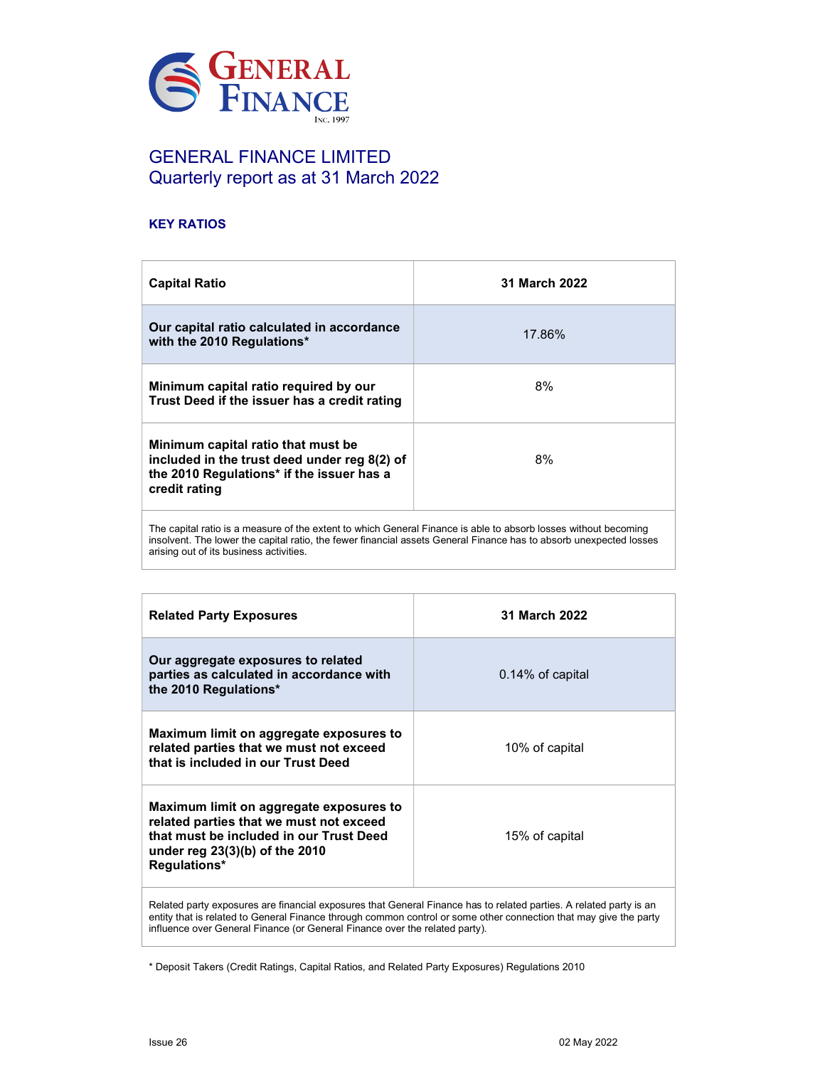# GENERAL FINANCE LIMITED
## Quarterly report as at 31 March 2022

### KEY RATIOS

| Capital Ratio | 31 March 2022 |
|---|---|
| **Our capital ratio calculated in accordance with the 2010 Regulations*** | 17.86% |
| **Minimum capital ratio required by our Trust Deed if the issuer has a credit rating** | 8% |
| **Minimum capital ratio that must be included in the trust deed under reg 8(2) of the 2010 Regulations* if the issuer has a credit rating** | 8% |
| The capital ratio is a measure of the extent to which General Finance is able to absorb losses without becoming insolvent. The lower the capital ratio, the fewer financial assets General Finance has to absorb unexpected losses arising out of its business activities. | |

| Related Party Exposures | 31 March 2022 |
|---|---|
| **Our aggregate exposures to related parties as calculated in accordance with the 2010 Regulations*** | 0.14% of capital |
| **Maximum limit on aggregate exposures to related parties that we must not exceed that is included in our Trust Deed** | 10% of capital |
| **Maximum limit on aggregate exposures to related parties that we must not exceed that must be included in our Trust Deed under reg 23(3)(b) of the 2010 Regulations*** | 15% of capital |
| Related party exposures are financial exposures that General Finance has to related parties. A related party is an entity that is related to General Finance through common control or some other connection that may give the party influence over General Finance (or General Finance over the related party). | |

* Deposit Takers (Credit Ratings, Capital Ratios, and Related Party Exposures) Regulations 2010

Issue 26

02 May 2022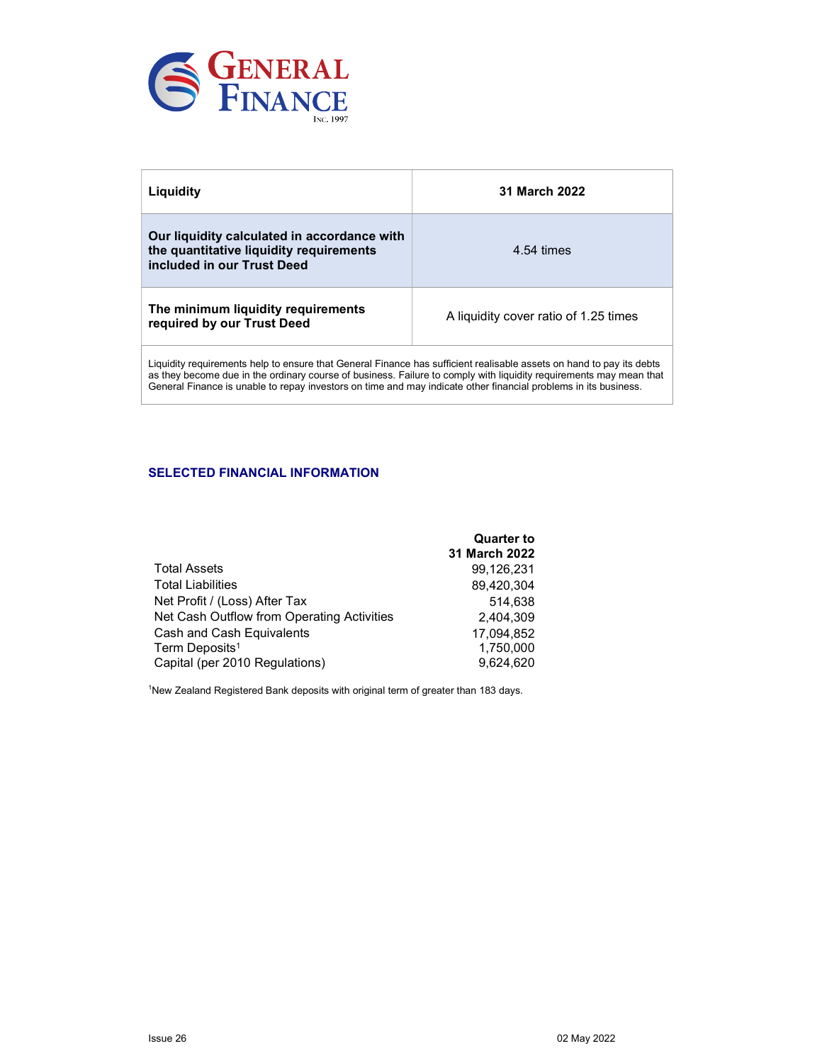| Liquidity | 31 March 2022 |
|---|---|
| **Our liquidity calculated in accordance with the quantitative liquidity requirements included in our Trust Deed** | 4.54 times |
| **The minimum liquidity requirements required by our Trust Deed** | A liquidity cover ratio of 1.25 times |

Liquidity requirements help to ensure that General Finance has sufficient realisable assets on hand to pay its debts as they become due in the ordinary course of business. Failure to comply with liquidity requirements may mean that General Finance is unable to repay investors on time and may indicate other financial problems in its business.

## SELECTED FINANCIAL INFORMATION

| | Quarter to 31 March 2022 |
|---|---:|
| Total Assets | 99,126,231 |
| Total Liabilities | 89,420,304 |
| Net Profit / (Loss) After Tax | 514,638 |
| Net Cash Outflow from Operating Activities | 2,404,309 |
| Cash and Cash Equivalents | 17,094,852 |
| Term Deposits[1] | 1,750,000 |
| Capital (per 2010 Regulations) | 9,624,620 |

[1]New Zealand Registered Bank deposits with original term of greater than 183 days.

Issue 26

02 May 2022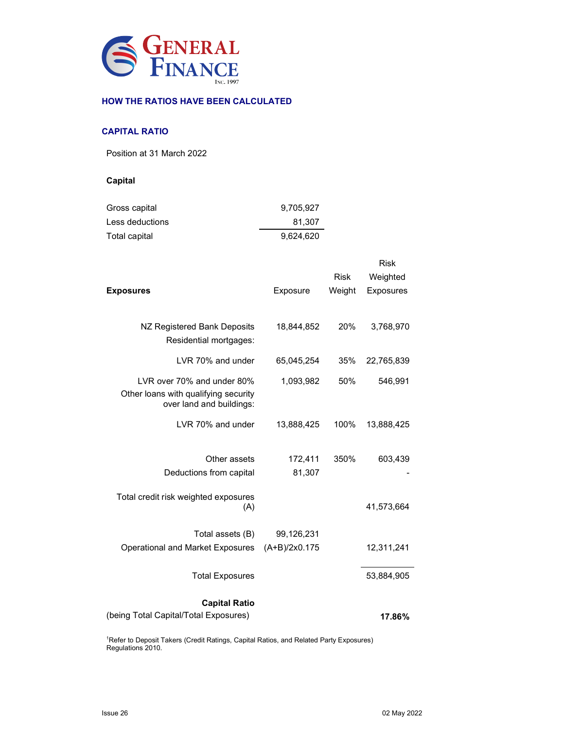GENERAL FINANCE INC. 1997

## HOW THE RATIOS HAVE BEEN CALCULATED

### CAPITAL RATIO

Position at 31 March 2022

**Capital**

| | |
|---|---|
| Gross capital | 9,705,927 |
| Less deductions | 81,307 |
| Total capital | 9,624,620 |

| **Exposures** | Exposure | Risk Weight | Risk Weighted Exposures |
|---|---|---|---|
| NZ Registered Bank Deposits | 18,844,852 | 20% | 3,768,970 |
| Residential mortgages: | | | |
| LVR 70% and under | 65,045,254 | 35% | 22,765,839 |
| LVR over 70% and under 80% | 1,093,982 | 50% | 546,991 |
| Other loans with qualifying security over land and buildings: | | | |
| LVR 70% and under | 13,888,425 | 100% | 13,888,425 |
| Other assets | 172,411 | 350% | 603,439 |
| Deductions from capital | 81,307 | | - |
| Total credit risk weighted exposures (A) | | | 41,573,664 |
| Total assets (B) | 99,126,231 | | |
| Operational and Market Exposures | (A+B)/2x0.175 | | 12,311,241 |
| Total Exposures | | | 53,884,905 |
| **Capital Ratio** (being Total Capital/Total Exposures) | | | **17.86%** |

[1]Refer to Deposit Takers (Credit Ratings, Capital Ratios, and Related Party Exposures) Regulations 2010.

Issue 26 — 02 May 2022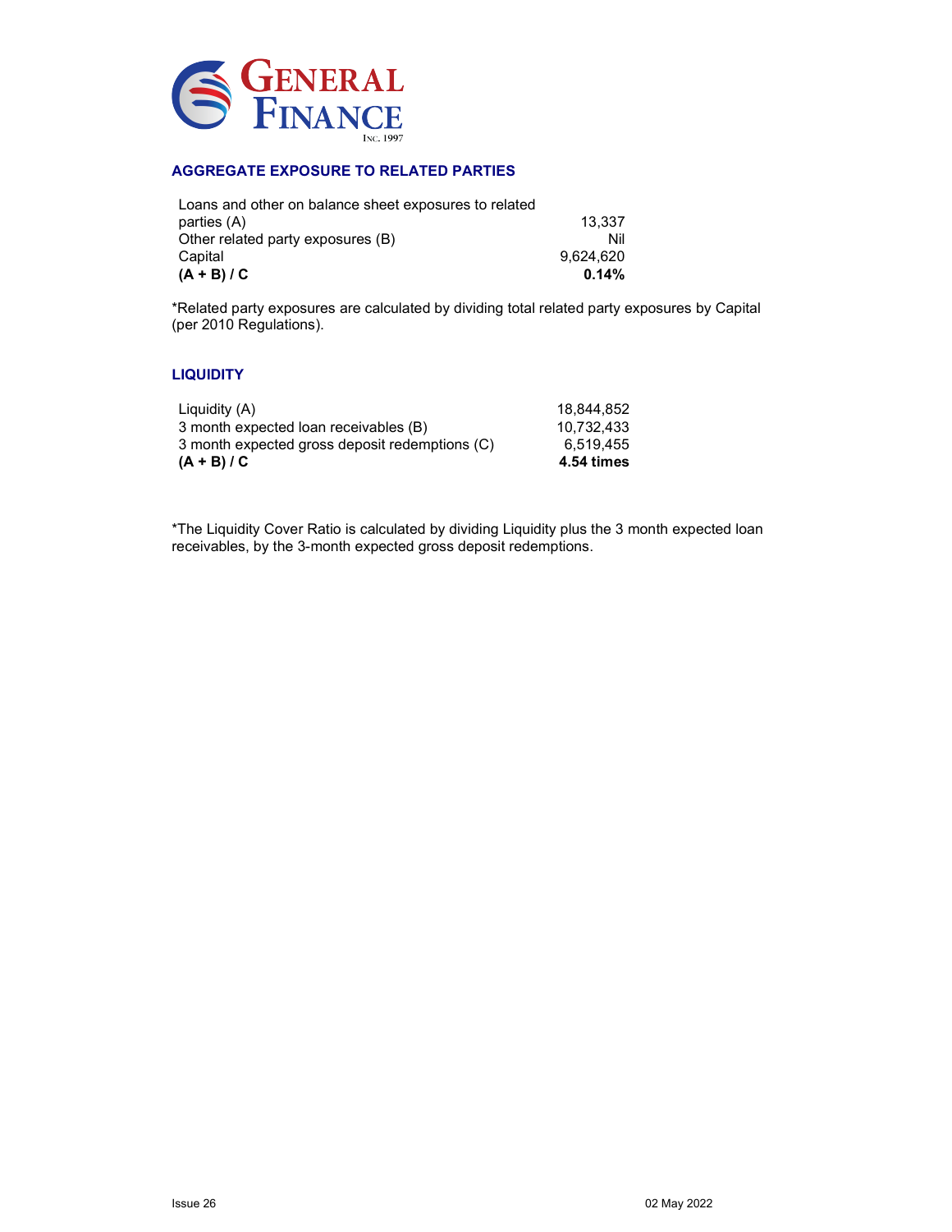## AGGREGATE EXPOSURE TO RELATED PARTIES

| | |
|---|---|
| Loans and other on balance sheet exposures to related parties (A) | 13,337 |
| Other related party exposures (B) | Nil |
| Capital | 9,624,620 |
| **(A + B) / C** | **0.14%** |

*Related party exposures are calculated by dividing total related party exposures by Capital (per 2010 Regulations).

## LIQUIDITY

| | |
|---|---|
| Liquidity (A) | 18,844,852 |
| 3 month expected loan receivables (B) | 10,732,433 |
| 3 month expected gross deposit redemptions (C) | 6,519,455 |
| **(A + B) / C** | **4.54 times** |

*The Liquidity Cover Ratio is calculated by dividing Liquidity plus the 3 month expected loan receivables, by the 3-month expected gross deposit redemptions.